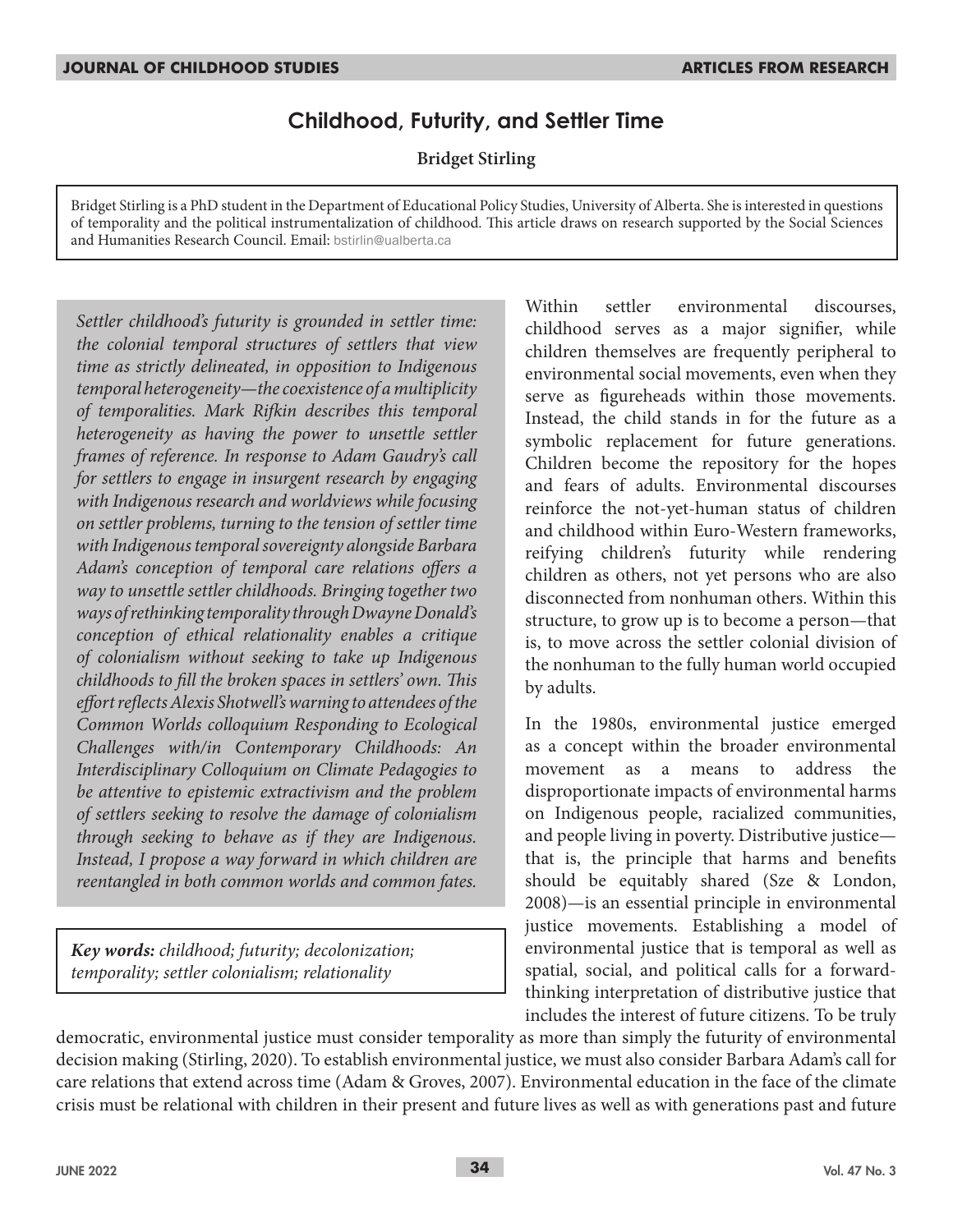# Childhood, Futurity, and Settler Time

**Bridget Stirling**

Bridget Stirling is a PhD student in the Department of Educational Policy Studies, University of Alberta. She is interested in questions of temporality and the political instrumentalization of childhood. This article draws on research supported by the Social Sciences and Humanities Research Council. Email: bstirlin@ualberta.ca

*Settler childhood's futurity is grounded in settler time: the colonial temporal structures of settlers that view time as strictly delineated, in opposition to Indigenous temporal heterogeneity—the coexistence of a multiplicity of temporalities. Mark Rifkin describes this temporal heterogeneity as having the power to unsettle settler frames of reference. In response to Adam Gaudry's call for settlers to engage in insurgent research by engaging with Indigenous research and worldviews while focusing on settler problems, turning to the tension of settler time with Indigenous temporal sovereignty alongside Barbara Adam's conception of temporal care relations offers a way to unsettle settler childhoods. Bringing together two ways of rethinking temporality through Dwayne Donald's conception of ethical relationality enables a critique of colonialism without seeking to take up Indigenous childhoods to fill the broken spaces in settlers' own. This effort reflects Alexis Shotwell's warning to attendees of the Common Worlds colloquium Responding to Ecological Challenges with/in Contemporary Childhoods: An Interdisciplinary Colloquium on Climate Pedagogies to be attentive to epistemic extractivism and the problem of settlers seeking to resolve the damage of colonialism through seeking to behave as if they are Indigenous. Instead, I propose a way forward in which children are reentangled in both common worlds and common fates.*

***Key words:** childhood; futurity; decolonization; temporality; settler colonialism; relationality*

Within settler environmental discourses, childhood serves as a major signifier, while children themselves are frequently peripheral to environmental social movements, even when they serve as figureheads within those movements. Instead, the child stands in for the future as a symbolic replacement for future generations. Children become the repository for the hopes and fears of adults. Environmental discourses reinforce the not-yet-human status of children and childhood within Euro-Western frameworks, reifying children's futurity while rendering children as others, not yet persons who are also disconnected from nonhuman others. Within this structure, to grow up is to become a person—that is, to move across the settler colonial division of the nonhuman to the fully human world occupied by adults.

In the 1980s, environmental justice emerged as a concept within the broader environmental movement as a means to address the disproportionate impacts of environmental harms on Indigenous people, racialized communities, and people living in poverty. Distributive justice—that is, the principle that harms and benefits should be equitably shared (Sze & London, 2008)—is an essential principle in environmental justice movements. Establishing a model of environmental justice that is temporal as well as spatial, social, and political calls for a forward-thinking interpretation of distributive justice that includes the interest of future citizens. To be truly democratic, environmental justice must consider temporality as more than simply the futurity of environmental decision making (Stirling, 2020). To establish environmental justice, we must also consider Barbara Adam's call for care relations that extend across time (Adam & Groves, 2007). Environmental education in the face of the climate crisis must be relational with children in their present and future lives as well as with generations past and future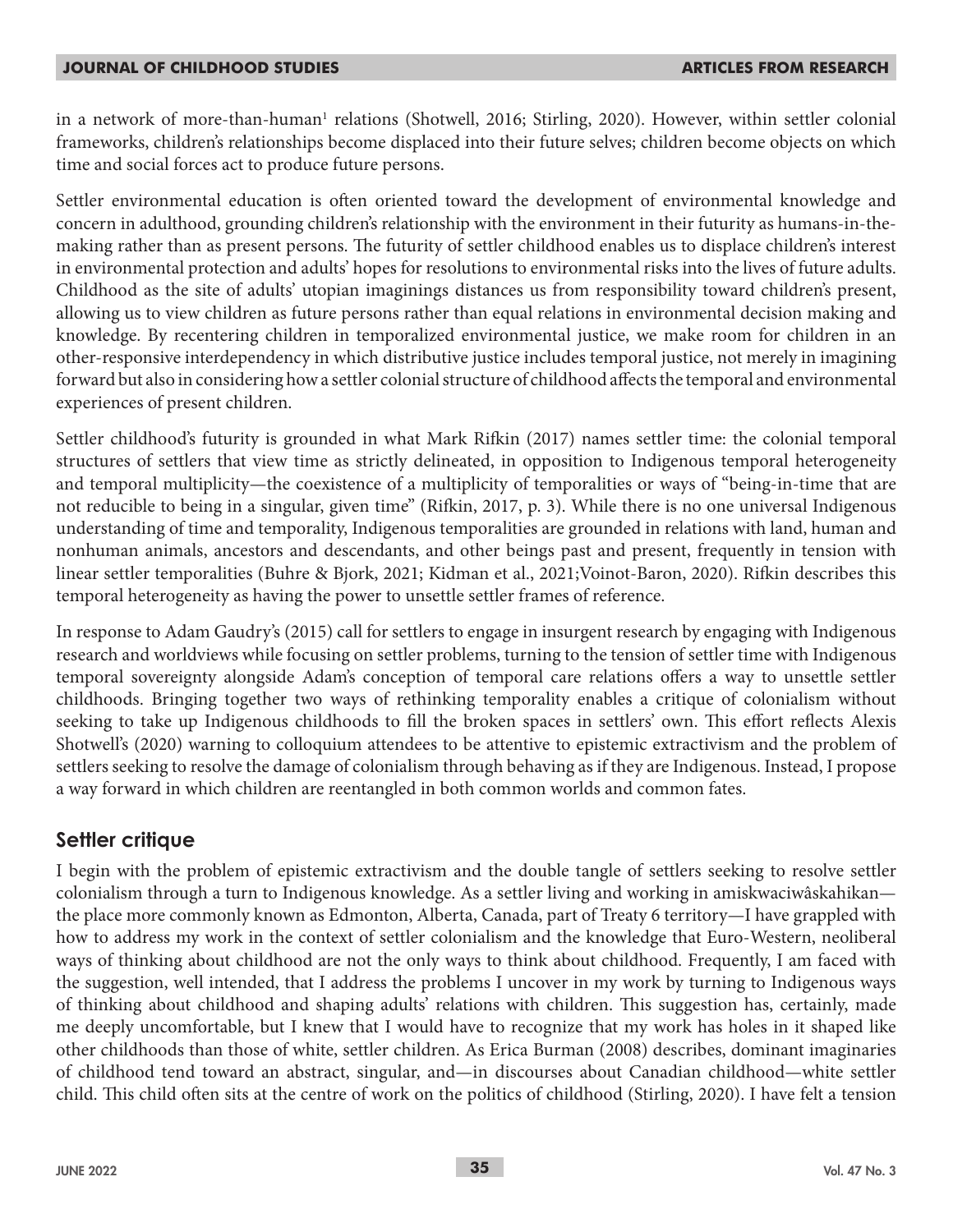in a network of more-than-human[1] relations (Shotwell, 2016; Stirling, 2020). However, within settler colonial frameworks, children's relationships become displaced into their future selves; children become objects on which time and social forces act to produce future persons.

Settler environmental education is often oriented toward the development of environmental knowledge and concern in adulthood, grounding children's relationship with the environment in their futurity as humans-in-the-making rather than as present persons. The futurity of settler childhood enables us to displace children's interest in environmental protection and adults' hopes for resolutions to environmental risks into the lives of future adults. Childhood as the site of adults' utopian imaginings distances us from responsibility toward children's present, allowing us to view children as future persons rather than equal relations in environmental decision making and knowledge. By recentering children in temporalized environmental justice, we make room for children in an other-responsive interdependency in which distributive justice includes temporal justice, not merely in imagining forward but also in considering how a settler colonial structure of childhood affects the temporal and environmental experiences of present children.

Settler childhood's futurity is grounded in what Mark Rifkin (2017) names settler time: the colonial temporal structures of settlers that view time as strictly delineated, in opposition to Indigenous temporal heterogeneity and temporal multiplicity—the coexistence of a multiplicity of temporalities or ways of "being-in-time that are not reducible to being in a singular, given time" (Rifkin, 2017, p. 3). While there is no one universal Indigenous understanding of time and temporality, Indigenous temporalities are grounded in relations with land, human and nonhuman animals, ancestors and descendants, and other beings past and present, frequently in tension with linear settler temporalities (Buhre & Bjork, 2021; Kidman et al., 2021;Voinot-Baron, 2020). Rifkin describes this temporal heterogeneity as having the power to unsettle settler frames of reference.

In response to Adam Gaudry's (2015) call for settlers to engage in insurgent research by engaging with Indigenous research and worldviews while focusing on settler problems, turning to the tension of settler time with Indigenous temporal sovereignty alongside Adam's conception of temporal care relations offers a way to unsettle settler childhoods. Bringing together two ways of rethinking temporality enables a critique of colonialism without seeking to take up Indigenous childhoods to fill the broken spaces in settlers' own. This effort reflects Alexis Shotwell's (2020) warning to colloquium attendees to be attentive to epistemic extractivism and the problem of settlers seeking to resolve the damage of colonialism through behaving as if they are Indigenous. Instead, I propose a way forward in which children are reentangled in both common worlds and common fates.

## Settler critique

I begin with the problem of epistemic extractivism and the double tangle of settlers seeking to resolve settler colonialism through a turn to Indigenous knowledge. As a settler living and working in amiskwaciwâskahikan—the place more commonly known as Edmonton, Alberta, Canada, part of Treaty 6 territory—I have grappled with how to address my work in the context of settler colonialism and the knowledge that Euro-Western, neoliberal ways of thinking about childhood are not the only ways to think about childhood. Frequently, I am faced with the suggestion, well intended, that I address the problems I uncover in my work by turning to Indigenous ways of thinking about childhood and shaping adults' relations with children. This suggestion has, certainly, made me deeply uncomfortable, but I knew that I would have to recognize that my work has holes in it shaped like other childhoods than those of white, settler children. As Erica Burman (2008) describes, dominant imaginaries of childhood tend toward an abstract, singular, and—in discourses about Canadian childhood—white settler child. This child often sits at the centre of work on the politics of childhood (Stirling, 2020). I have felt a tension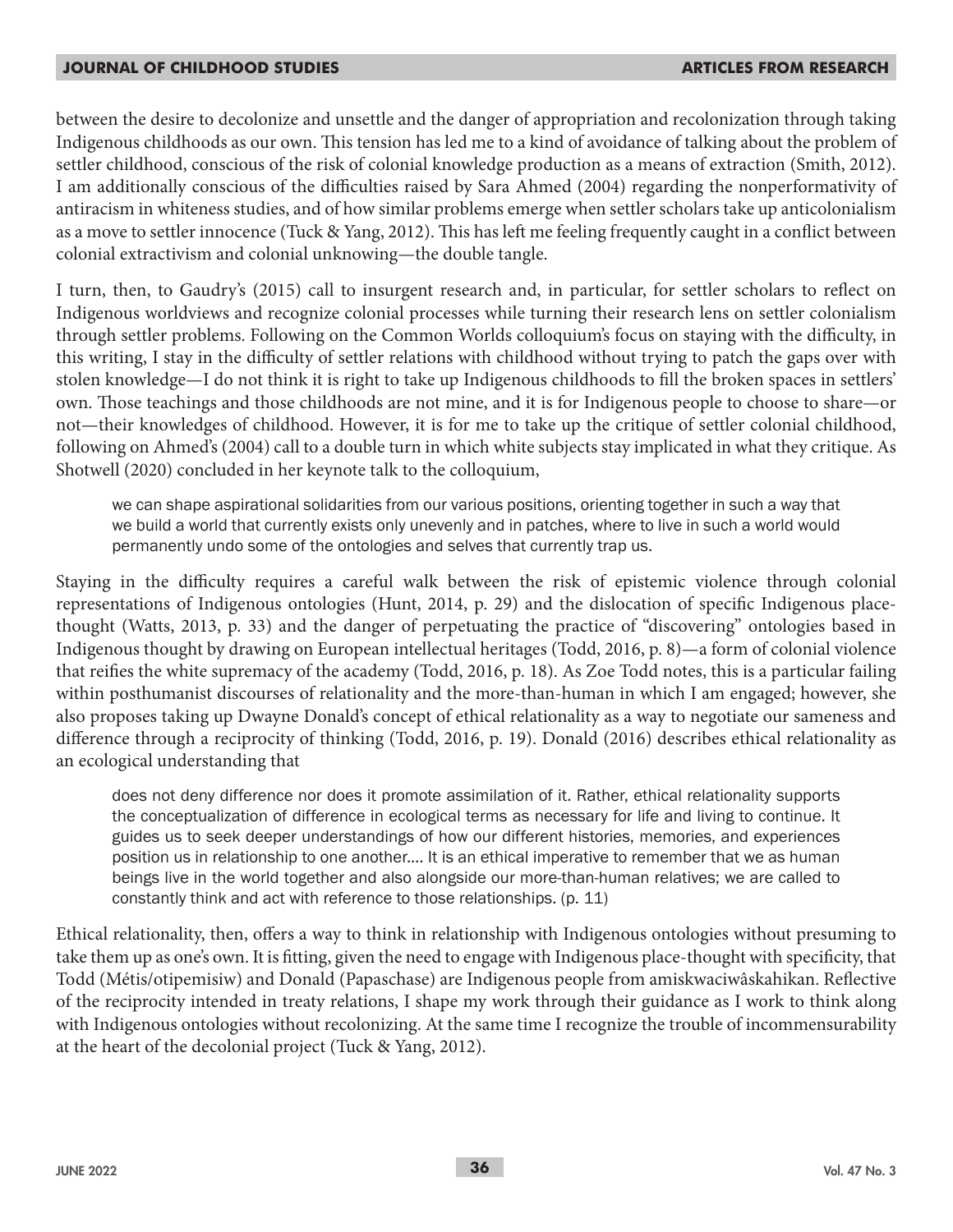between the desire to decolonize and unsettle and the danger of appropriation and recolonization through taking Indigenous childhoods as our own. This tension has led me to a kind of avoidance of talking about the problem of settler childhood, conscious of the risk of colonial knowledge production as a means of extraction (Smith, 2012). I am additionally conscious of the difficulties raised by Sara Ahmed (2004) regarding the nonperformativity of antiracism in whiteness studies, and of how similar problems emerge when settler scholars take up anticolonialism as a move to settler innocence (Tuck & Yang, 2012). This has left me feeling frequently caught in a conflict between colonial extractivism and colonial unknowing—the double tangle.

I turn, then, to Gaudry's (2015) call to insurgent research and, in particular, for settler scholars to reflect on Indigenous worldviews and recognize colonial processes while turning their research lens on settler colonialism through settler problems. Following on the Common Worlds colloquium's focus on staying with the difficulty, in this writing, I stay in the difficulty of settler relations with childhood without trying to patch the gaps over with stolen knowledge—I do not think it is right to take up Indigenous childhoods to fill the broken spaces in settlers' own. Those teachings and those childhoods are not mine, and it is for Indigenous people to choose to share—or not—their knowledges of childhood. However, it is for me to take up the critique of settler colonial childhood, following on Ahmed's (2004) call to a double turn in which white subjects stay implicated in what they critique. As Shotwell (2020) concluded in her keynote talk to the colloquium,

> we can shape aspirational solidarities from our various positions, orienting together in such a way that we build a world that currently exists only unevenly and in patches, where to live in such a world would permanently undo some of the ontologies and selves that currently trap us.

Staying in the difficulty requires a careful walk between the risk of epistemic violence through colonial representations of Indigenous ontologies (Hunt, 2014, p. 29) and the dislocation of specific Indigenous place-thought (Watts, 2013, p. 33) and the danger of perpetuating the practice of "discovering" ontologies based in Indigenous thought by drawing on European intellectual heritages (Todd, 2016, p. 8)—a form of colonial violence that reifies the white supremacy of the academy (Todd, 2016, p. 18). As Zoe Todd notes, this is a particular failing within posthumanist discourses of relationality and the more-than-human in which I am engaged; however, she also proposes taking up Dwayne Donald's concept of ethical relationality as a way to negotiate our sameness and difference through a reciprocity of thinking (Todd, 2016, p. 19). Donald (2016) describes ethical relationality as an ecological understanding that

> does not deny difference nor does it promote assimilation of it. Rather, ethical relationality supports the conceptualization of difference in ecological terms as necessary for life and living to continue. It guides us to seek deeper understandings of how our different histories, memories, and experiences position us in relationship to one another.... It is an ethical imperative to remember that we as human beings live in the world together and also alongside our more-than-human relatives; we are called to constantly think and act with reference to those relationships. (p. 11)

Ethical relationality, then, offers a way to think in relationship with Indigenous ontologies without presuming to take them up as one's own. It is fitting, given the need to engage with Indigenous place-thought with specificity, that Todd (Métis/otipemisiw) and Donald (Papaschase) are Indigenous people from amiskwaciwâskahikan. Reflective of the reciprocity intended in treaty relations, I shape my work through their guidance as I work to think along with Indigenous ontologies without recolonizing. At the same time I recognize the trouble of incommensurability at the heart of the decolonial project (Tuck & Yang, 2012).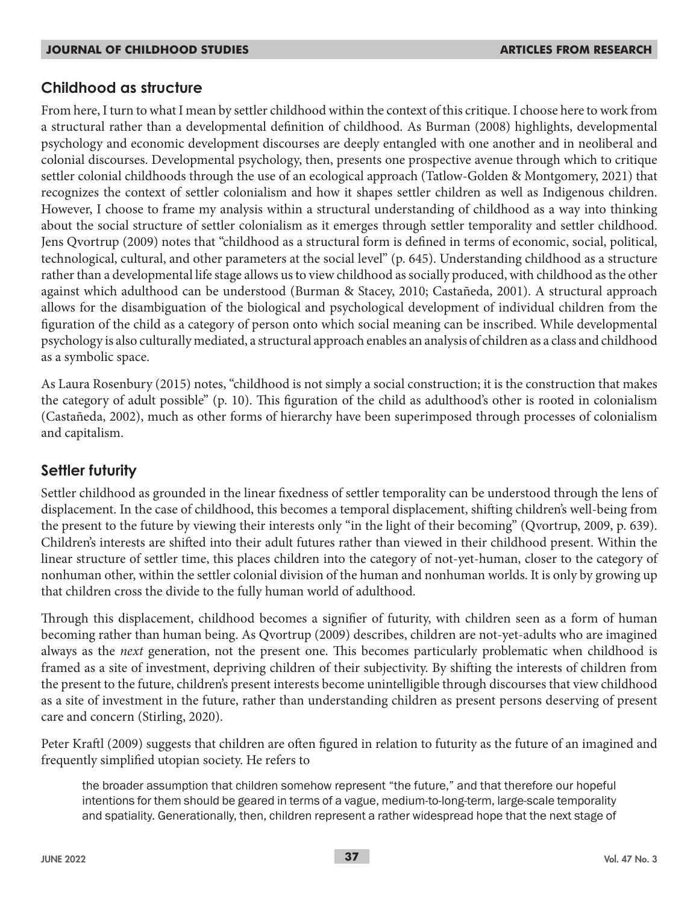## Childhood as structure

From here, I turn to what I mean by settler childhood within the context of this critique. I choose here to work from a structural rather than a developmental definition of childhood. As Burman (2008) highlights, developmental psychology and economic development discourses are deeply entangled with one another and in neoliberal and colonial discourses. Developmental psychology, then, presents one prospective avenue through which to critique settler colonial childhoods through the use of an ecological approach (Tatlow-Golden & Montgomery, 2021) that recognizes the context of settler colonialism and how it shapes settler children as well as Indigenous children. However, I choose to frame my analysis within a structural understanding of childhood as a way into thinking about the social structure of settler colonialism as it emerges through settler temporality and settler childhood. Jens Qvortrup (2009) notes that "childhood as a structural form is defined in terms of economic, social, political, technological, cultural, and other parameters at the social level" (p. 645). Understanding childhood as a structure rather than a developmental life stage allows us to view childhood as socially produced, with childhood as the other against which adulthood can be understood (Burman & Stacey, 2010; Castañeda, 2001). A structural approach allows for the disambiguation of the biological and psychological development of individual children from the figuration of the child as a category of person onto which social meaning can be inscribed. While developmental psychology is also culturally mediated, a structural approach enables an analysis of children as a class and childhood as a symbolic space.

As Laura Rosenbury (2015) notes, "childhood is not simply a social construction; it is the construction that makes the category of adult possible" (p. 10). This figuration of the child as adulthood's other is rooted in colonialism (Castañeda, 2002), much as other forms of hierarchy have been superimposed through processes of colonialism and capitalism.

## Settler futurity

Settler childhood as grounded in the linear fixedness of settler temporality can be understood through the lens of displacement. In the case of childhood, this becomes a temporal displacement, shifting children's well-being from the present to the future by viewing their interests only "in the light of their becoming" (Qvortrup, 2009, p. 639). Children's interests are shifted into their adult futures rather than viewed in their childhood present. Within the linear structure of settler time, this places children into the category of not-yet-human, closer to the category of nonhuman other, within the settler colonial division of the human and nonhuman worlds. It is only by growing up that children cross the divide to the fully human world of adulthood.

Through this displacement, childhood becomes a signifier of futurity, with children seen as a form of human becoming rather than human being. As Qvortrup (2009) describes, children are not-yet-adults who are imagined always as the *next* generation, not the present one. This becomes particularly problematic when childhood is framed as a site of investment, depriving children of their subjectivity. By shifting the interests of children from the present to the future, children's present interests become unintelligible through discourses that view childhood as a site of investment in the future, rather than understanding children as present persons deserving of present care and concern (Stirling, 2020).

Peter Kraftl (2009) suggests that children are often figured in relation to futurity as the future of an imagined and frequently simplified utopian society. He refers to

> the broader assumption that children somehow represent "the future," and that therefore our hopeful intentions for them should be geared in terms of a vague, medium-to-long-term, large-scale temporality and spatiality. Generationally, then, children represent a rather widespread hope that the next stage of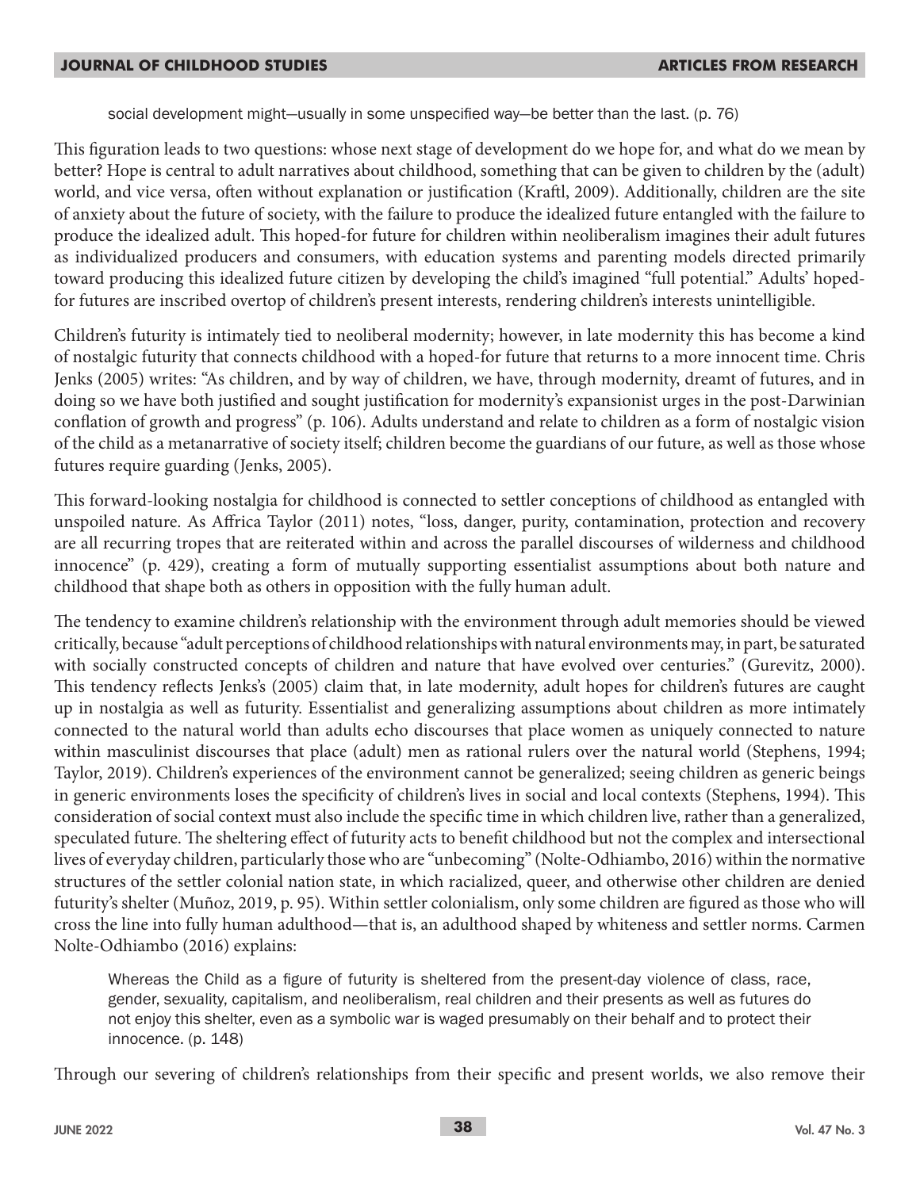> social development might—usually in some unspecified way—be better than the last. (p. 76)

This figuration leads to two questions: whose next stage of development do we hope for, and what do we mean by better? Hope is central to adult narratives about childhood, something that can be given to children by the (adult) world, and vice versa, often without explanation or justification (Kraftl, 2009). Additionally, children are the site of anxiety about the future of society, with the failure to produce the idealized future entangled with the failure to produce the idealized adult. This hoped-for future for children within neoliberalism imagines their adult futures as individualized producers and consumers, with education systems and parenting models directed primarily toward producing this idealized future citizen by developing the child's imagined "full potential." Adults' hoped-for futures are inscribed overtop of children's present interests, rendering children's interests unintelligible.

Children's futurity is intimately tied to neoliberal modernity; however, in late modernity this has become a kind of nostalgic futurity that connects childhood with a hoped-for future that returns to a more innocent time. Chris Jenks (2005) writes: "As children, and by way of children, we have, through modernity, dreamt of futures, and in doing so we have both justified and sought justification for modernity's expansionist urges in the post-Darwinian conflation of growth and progress" (p. 106). Adults understand and relate to children as a form of nostalgic vision of the child as a metanarrative of society itself; children become the guardians of our future, as well as those whose futures require guarding (Jenks, 2005).

This forward-looking nostalgia for childhood is connected to settler conceptions of childhood as entangled with unspoiled nature. As Affrica Taylor (2011) notes, "loss, danger, purity, contamination, protection and recovery are all recurring tropes that are reiterated within and across the parallel discourses of wilderness and childhood innocence" (p. 429), creating a form of mutually supporting essentialist assumptions about both nature and childhood that shape both as others in opposition with the fully human adult.

The tendency to examine children's relationship with the environment through adult memories should be viewed critically, because "adult perceptions of childhood relationships with natural environments may, in part, be saturated with socially constructed concepts of children and nature that have evolved over centuries." (Gurevitz, 2000). This tendency reflects Jenks's (2005) claim that, in late modernity, adult hopes for children's futures are caught up in nostalgia as well as futurity. Essentialist and generalizing assumptions about children as more intimately connected to the natural world than adults echo discourses that place women as uniquely connected to nature within masculinist discourses that place (adult) men as rational rulers over the natural world (Stephens, 1994; Taylor, 2019). Children's experiences of the environment cannot be generalized; seeing children as generic beings in generic environments loses the specificity of children's lives in social and local contexts (Stephens, 1994). This consideration of social context must also include the specific time in which children live, rather than a generalized, speculated future. The sheltering effect of futurity acts to benefit childhood but not the complex and intersectional lives of everyday children, particularly those who are "unbecoming" (Nolte-Odhiambo, 2016) within the normative structures of the settler colonial nation state, in which racialized, queer, and otherwise other children are denied futurity's shelter (Muñoz, 2019, p. 95). Within settler colonialism, only some children are figured as those who will cross the line into fully human adulthood—that is, an adulthood shaped by whiteness and settler norms. Carmen Nolte-Odhiambo (2016) explains:

> Whereas the Child as a figure of futurity is sheltered from the present-day violence of class, race, gender, sexuality, capitalism, and neoliberalism, real children and their presents as well as futures do not enjoy this shelter, even as a symbolic war is waged presumably on their behalf and to protect their innocence. (p. 148)

Through our severing of children's relationships from their specific and present worlds, we also remove their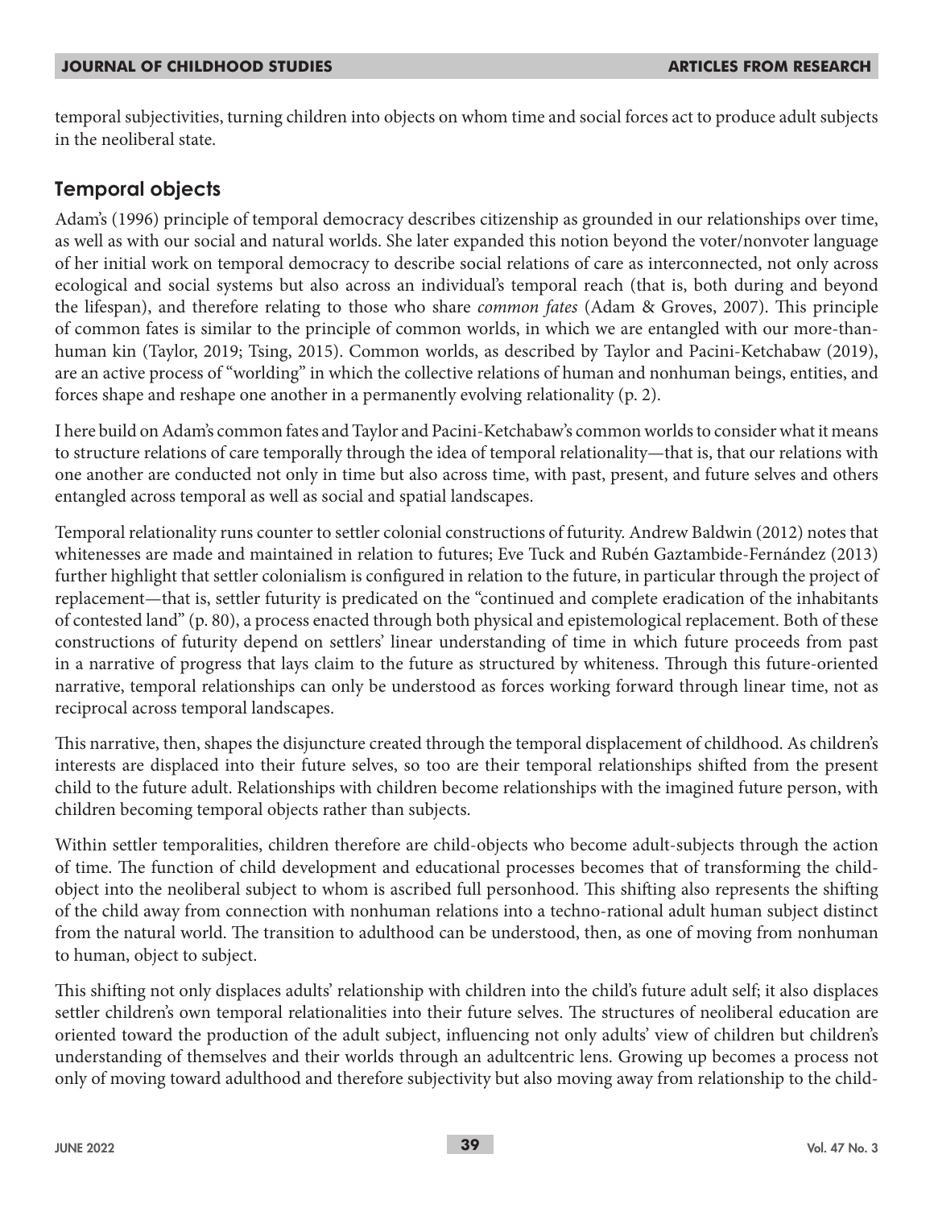temporal subjectivities, turning children into objects on whom time and social forces act to produce adult subjects in the neoliberal state.

## Temporal objects

Adam's (1996) principle of temporal democracy describes citizenship as grounded in our relationships over time, as well as with our social and natural worlds. She later expanded this notion beyond the voter/nonvoter language of her initial work on temporal democracy to describe social relations of care as interconnected, not only across ecological and social systems but also across an individual's temporal reach (that is, both during and beyond the lifespan), and therefore relating to those who share *common fates* (Adam & Groves, 2007). This principle of common fates is similar to the principle of common worlds, in which we are entangled with our more-than-human kin (Taylor, 2019; Tsing, 2015). Common worlds, as described by Taylor and Pacini-Ketchabaw (2019), are an active process of "worlding" in which the collective relations of human and nonhuman beings, entities, and forces shape and reshape one another in a permanently evolving relationality (p. 2).

I here build on Adam's common fates and Taylor and Pacini-Ketchabaw's common worlds to consider what it means to structure relations of care temporally through the idea of temporal relationality—that is, that our relations with one another are conducted not only in time but also across time, with past, present, and future selves and others entangled across temporal as well as social and spatial landscapes.

Temporal relationality runs counter to settler colonial constructions of futurity. Andrew Baldwin (2012) notes that whitenesses are made and maintained in relation to futures; Eve Tuck and Rubén Gaztambide-Fernández (2013) further highlight that settler colonialism is configured in relation to the future, in particular through the project of replacement—that is, settler futurity is predicated on the "continued and complete eradication of the inhabitants of contested land" (p. 80), a process enacted through both physical and epistemological replacement. Both of these constructions of futurity depend on settlers' linear understanding of time in which future proceeds from past in a narrative of progress that lays claim to the future as structured by whiteness. Through this future-oriented narrative, temporal relationships can only be understood as forces working forward through linear time, not as reciprocal across temporal landscapes.

This narrative, then, shapes the disjuncture created through the temporal displacement of childhood. As children's interests are displaced into their future selves, so too are their temporal relationships shifted from the present child to the future adult. Relationships with children become relationships with the imagined future person, with children becoming temporal objects rather than subjects.

Within settler temporalities, children therefore are child-objects who become adult-subjects through the action of time. The function of child development and educational processes becomes that of transforming the child-object into the neoliberal subject to whom is ascribed full personhood. This shifting also represents the shifting of the child away from connection with nonhuman relations into a techno-rational adult human subject distinct from the natural world. The transition to adulthood can be understood, then, as one of moving from nonhuman to human, object to subject.

This shifting not only displaces adults' relationship with children into the child's future adult self; it also displaces settler children's own temporal relationalities into their future selves. The structures of neoliberal education are oriented toward the production of the adult subject, influencing not only adults' view of children but children's understanding of themselves and their worlds through an adultcentric lens. Growing up becomes a process not only of moving toward adulthood and therefore subjectivity but also moving away from relationship to the child-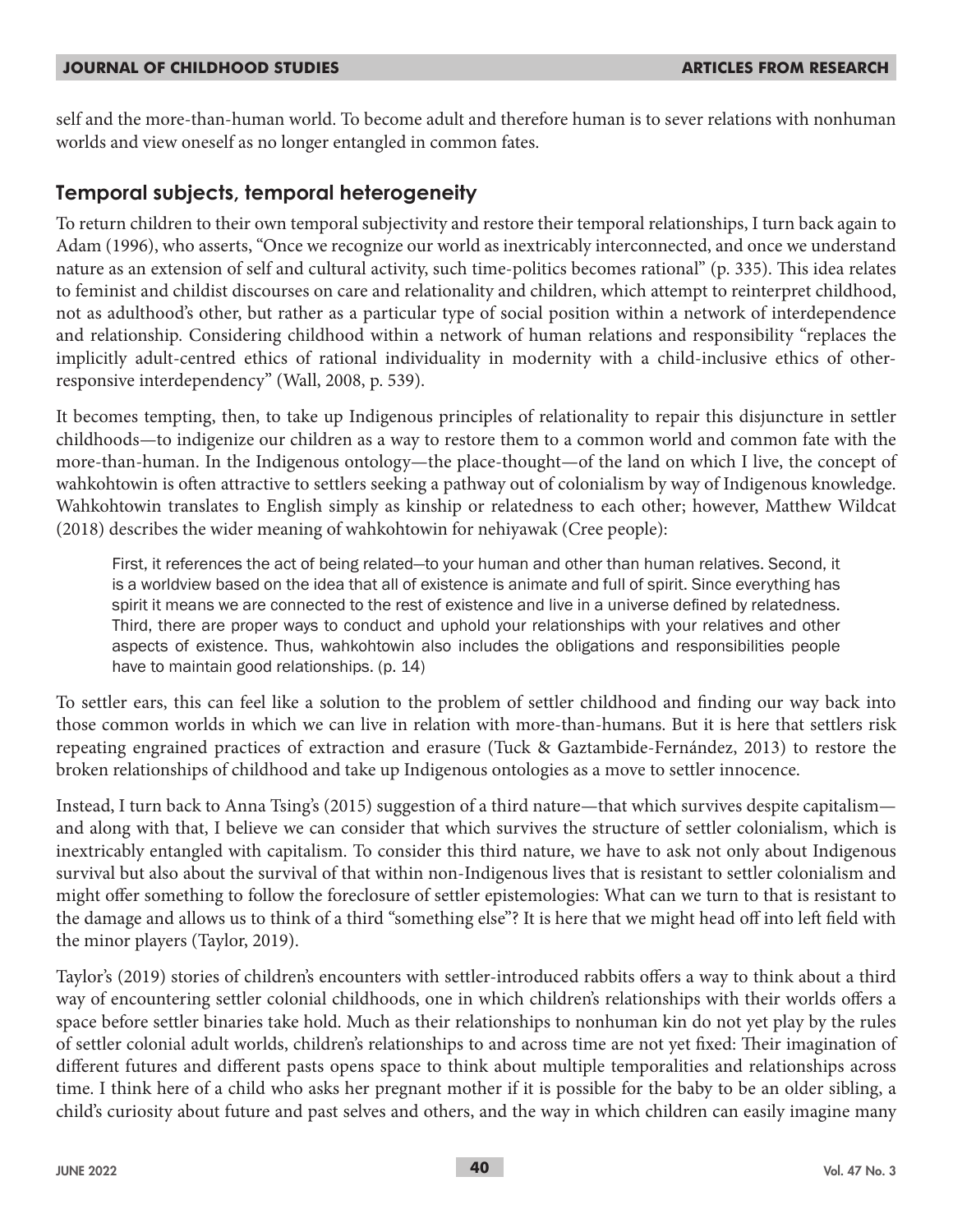self and the more-than-human world. To become adult and therefore human is to sever relations with nonhuman worlds and view oneself as no longer entangled in common fates.

## Temporal subjects, temporal heterogeneity

To return children to their own temporal subjectivity and restore their temporal relationships, I turn back again to Adam (1996), who asserts, "Once we recognize our world as inextricably interconnected, and once we understand nature as an extension of self and cultural activity, such time-politics becomes rational" (p. 335). This idea relates to feminist and childist discourses on care and relationality and children, which attempt to reinterpret childhood, not as adulthood's other, but rather as a particular type of social position within a network of interdependence and relationship. Considering childhood within a network of human relations and responsibility "replaces the implicitly adult-centred ethics of rational individuality in modernity with a child-inclusive ethics of other-responsive interdependency" (Wall, 2008, p. 539).

It becomes tempting, then, to take up Indigenous principles of relationality to repair this disjuncture in settler childhoods—to indigenize our children as a way to restore them to a common world and common fate with the more-than-human. In the Indigenous ontology—the place-thought—of the land on which I live, the concept of wahkohtowin is often attractive to settlers seeking a pathway out of colonialism by way of Indigenous knowledge. Wahkohtowin translates to English simply as kinship or relatedness to each other; however, Matthew Wildcat (2018) describes the wider meaning of wahkohtowin for nehiyawak (Cree people):

> First, it references the act of being related—to your human and other than human relatives. Second, it is a worldview based on the idea that all of existence is animate and full of spirit. Since everything has spirit it means we are connected to the rest of existence and live in a universe defined by relatedness. Third, there are proper ways to conduct and uphold your relationships with your relatives and other aspects of existence. Thus, wahkohtowin also includes the obligations and responsibilities people have to maintain good relationships. (p. 14)

To settler ears, this can feel like a solution to the problem of settler childhood and finding our way back into those common worlds in which we can live in relation with more-than-humans. But it is here that settlers risk repeating engrained practices of extraction and erasure (Tuck & Gaztambide-Fernández, 2013) to restore the broken relationships of childhood and take up Indigenous ontologies as a move to settler innocence.

Instead, I turn back to Anna Tsing's (2015) suggestion of a third nature—that which survives despite capitalism—and along with that, I believe we can consider that which survives the structure of settler colonialism, which is inextricably entangled with capitalism. To consider this third nature, we have to ask not only about Indigenous survival but also about the survival of that within non-Indigenous lives that is resistant to settler colonialism and might offer something to follow the foreclosure of settler epistemologies: What can we turn to that is resistant to the damage and allows us to think of a third "something else"? It is here that we might head off into left field with the minor players (Taylor, 2019).

Taylor's (2019) stories of children's encounters with settler-introduced rabbits offers a way to think about a third way of encountering settler colonial childhoods, one in which children's relationships with their worlds offers a space before settler binaries take hold. Much as their relationships to nonhuman kin do not yet play by the rules of settler colonial adult worlds, children's relationships to and across time are not yet fixed: Their imagination of different futures and different pasts opens space to think about multiple temporalities and relationships across time. I think here of a child who asks her pregnant mother if it is possible for the baby to be an older sibling, a child's curiosity about future and past selves and others, and the way in which children can easily imagine many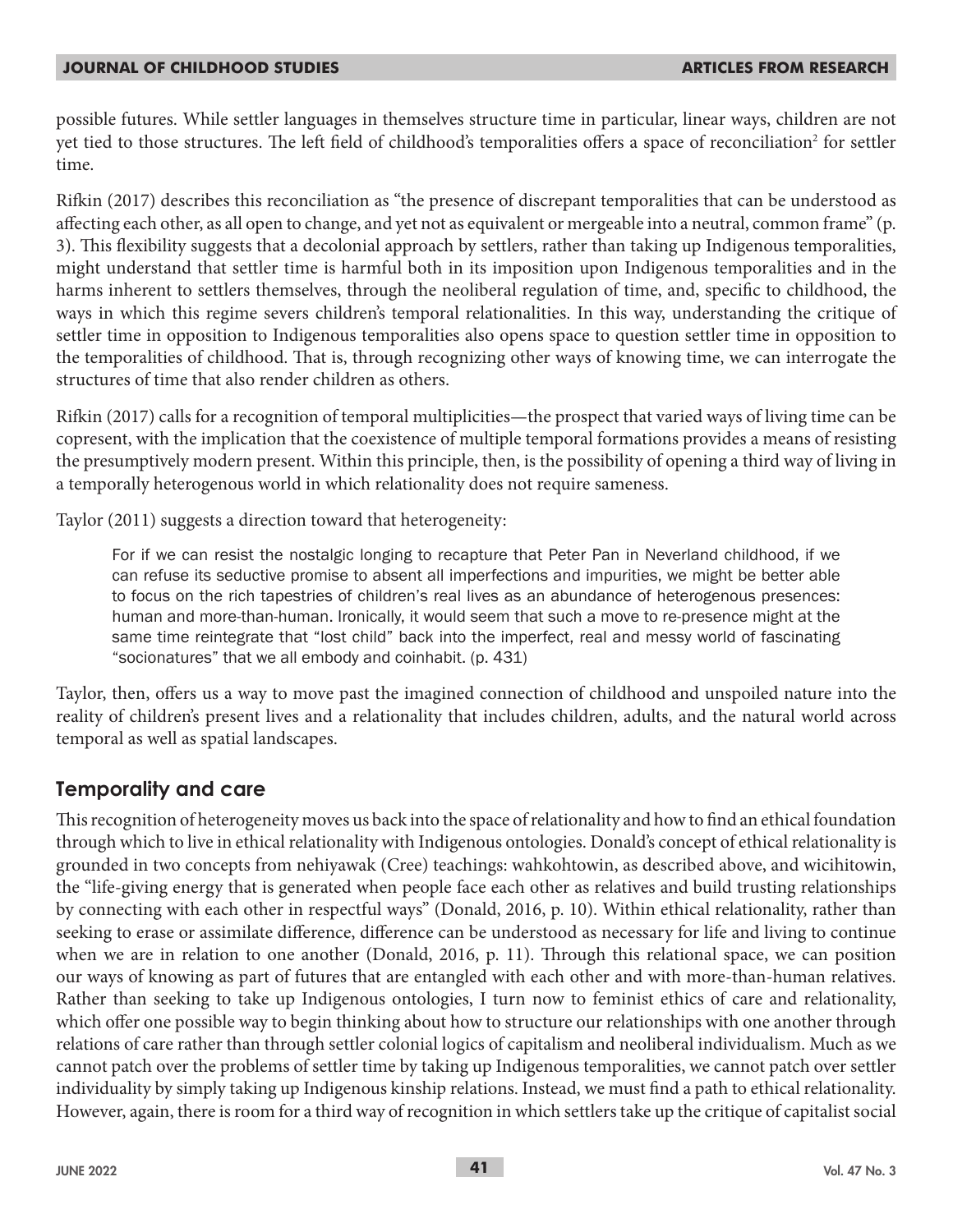possible futures. While settler languages in themselves structure time in particular, linear ways, children are not yet tied to those structures. The left field of childhood's temporalities offers a space of reconciliation[2] for settler time.

Rifkin (2017) describes this reconciliation as "the presence of discrepant temporalities that can be understood as affecting each other, as all open to change, and yet not as equivalent or mergeable into a neutral, common frame" (p. 3). This flexibility suggests that a decolonial approach by settlers, rather than taking up Indigenous temporalities, might understand that settler time is harmful both in its imposition upon Indigenous temporalities and in the harms inherent to settlers themselves, through the neoliberal regulation of time, and, specific to childhood, the ways in which this regime severs children's temporal relationalities. In this way, understanding the critique of settler time in opposition to Indigenous temporalities also opens space to question settler time in opposition to the temporalities of childhood. That is, through recognizing other ways of knowing time, we can interrogate the structures of time that also render children as others.

Rifkin (2017) calls for a recognition of temporal multiplicities—the prospect that varied ways of living time can be copresent, with the implication that the coexistence of multiple temporal formations provides a means of resisting the presumptively modern present. Within this principle, then, is the possibility of opening a third way of living in a temporally heterogenous world in which relationality does not require sameness.

Taylor (2011) suggests a direction toward that heterogeneity:

> For if we can resist the nostalgic longing to recapture that Peter Pan in Neverland childhood, if we can refuse its seductive promise to absent all imperfections and impurities, we might be better able to focus on the rich tapestries of children's real lives as an abundance of heterogenous presences: human and more-than-human. Ironically, it would seem that such a move to re-presence might at the same time reintegrate that "lost child" back into the imperfect, real and messy world of fascinating "socionatures" that we all embody and coinhabit. (p. 431)

Taylor, then, offers us a way to move past the imagined connection of childhood and unspoiled nature into the reality of children's present lives and a relationality that includes children, adults, and the natural world across temporal as well as spatial landscapes.

## Temporality and care

This recognition of heterogeneity moves us back into the space of relationality and how to find an ethical foundation through which to live in ethical relationality with Indigenous ontologies. Donald's concept of ethical relationality is grounded in two concepts from nehiyawak (Cree) teachings: wahkohtowin, as described above, and wicihitowin, the "life-giving energy that is generated when people face each other as relatives and build trusting relationships by connecting with each other in respectful ways" (Donald, 2016, p. 10). Within ethical relationality, rather than seeking to erase or assimilate difference, difference can be understood as necessary for life and living to continue when we are in relation to one another (Donald, 2016, p. 11). Through this relational space, we can position our ways of knowing as part of futures that are entangled with each other and with more-than-human relatives. Rather than seeking to take up Indigenous ontologies, I turn now to feminist ethics of care and relationality, which offer one possible way to begin thinking about how to structure our relationships with one another through relations of care rather than through settler colonial logics of capitalism and neoliberal individualism. Much as we cannot patch over the problems of settler time by taking up Indigenous temporalities, we cannot patch over settler individuality by simply taking up Indigenous kinship relations. Instead, we must find a path to ethical relationality. However, again, there is room for a third way of recognition in which settlers take up the critique of capitalist social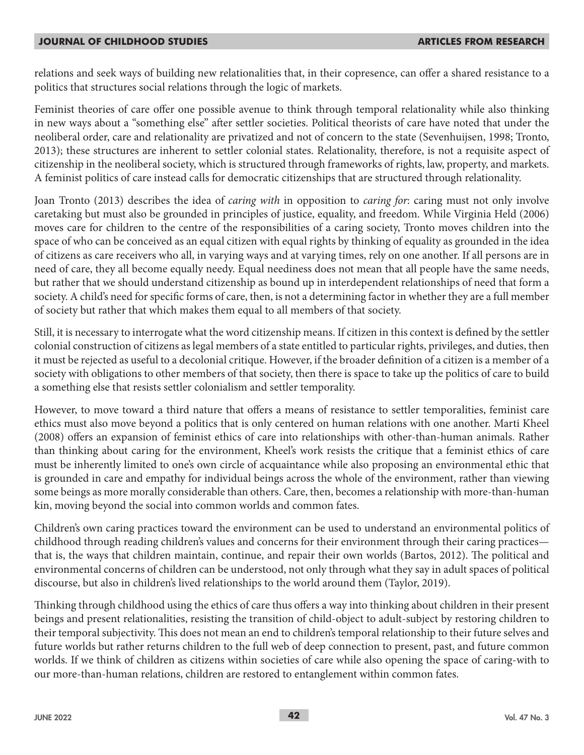relations and seek ways of building new relationalities that, in their copresence, can offer a shared resistance to a politics that structures social relations through the logic of markets.

Feminist theories of care offer one possible avenue to think through temporal relationality while also thinking in new ways about a "something else" after settler societies. Political theorists of care have noted that under the neoliberal order, care and relationality are privatized and not of concern to the state (Sevenhuijsen, 1998; Tronto, 2013); these structures are inherent to settler colonial states. Relationality, therefore, is not a requisite aspect of citizenship in the neoliberal society, which is structured through frameworks of rights, law, property, and markets. A feminist politics of care instead calls for democratic citizenships that are structured through relationality.

Joan Tronto (2013) describes the idea of *caring with* in opposition to *caring for*: caring must not only involve caretaking but must also be grounded in principles of justice, equality, and freedom. While Virginia Held (2006) moves care for children to the centre of the responsibilities of a caring society, Tronto moves children into the space of who can be conceived as an equal citizen with equal rights by thinking of equality as grounded in the idea of citizens as care receivers who all, in varying ways and at varying times, rely on one another. If all persons are in need of care, they all become equally needy. Equal neediness does not mean that all people have the same needs, but rather that we should understand citizenship as bound up in interdependent relationships of need that form a society. A child's need for specific forms of care, then, is not a determining factor in whether they are a full member of society but rather that which makes them equal to all members of that society.

Still, it is necessary to interrogate what the word citizenship means. If citizen in this context is defined by the settler colonial construction of citizens as legal members of a state entitled to particular rights, privileges, and duties, then it must be rejected as useful to a decolonial critique. However, if the broader definition of a citizen is a member of a society with obligations to other members of that society, then there is space to take up the politics of care to build a something else that resists settler colonialism and settler temporality.

However, to move toward a third nature that offers a means of resistance to settler temporalities, feminist care ethics must also move beyond a politics that is only centered on human relations with one another. Marti Kheel (2008) offers an expansion of feminist ethics of care into relationships with other-than-human animals. Rather than thinking about caring for the environment, Kheel's work resists the critique that a feminist ethics of care must be inherently limited to one's own circle of acquaintance while also proposing an environmental ethic that is grounded in care and empathy for individual beings across the whole of the environment, rather than viewing some beings as more morally considerable than others. Care, then, becomes a relationship with more-than-human kin, moving beyond the social into common worlds and common fates.

Children's own caring practices toward the environment can be used to understand an environmental politics of childhood through reading children's values and concerns for their environment through their caring practices—that is, the ways that children maintain, continue, and repair their own worlds (Bartos, 2012). The political and environmental concerns of children can be understood, not only through what they say in adult spaces of political discourse, but also in children's lived relationships to the world around them (Taylor, 2019).

Thinking through childhood using the ethics of care thus offers a way into thinking about children in their present beings and present relationalities, resisting the transition of child-object to adult-subject by restoring children to their temporal subjectivity. This does not mean an end to children's temporal relationship to their future selves and future worlds but rather returns children to the full web of deep connection to present, past, and future common worlds. If we think of children as citizens within societies of care while also opening the space of caring-with to our more-than-human relations, children are restored to entanglement within common fates.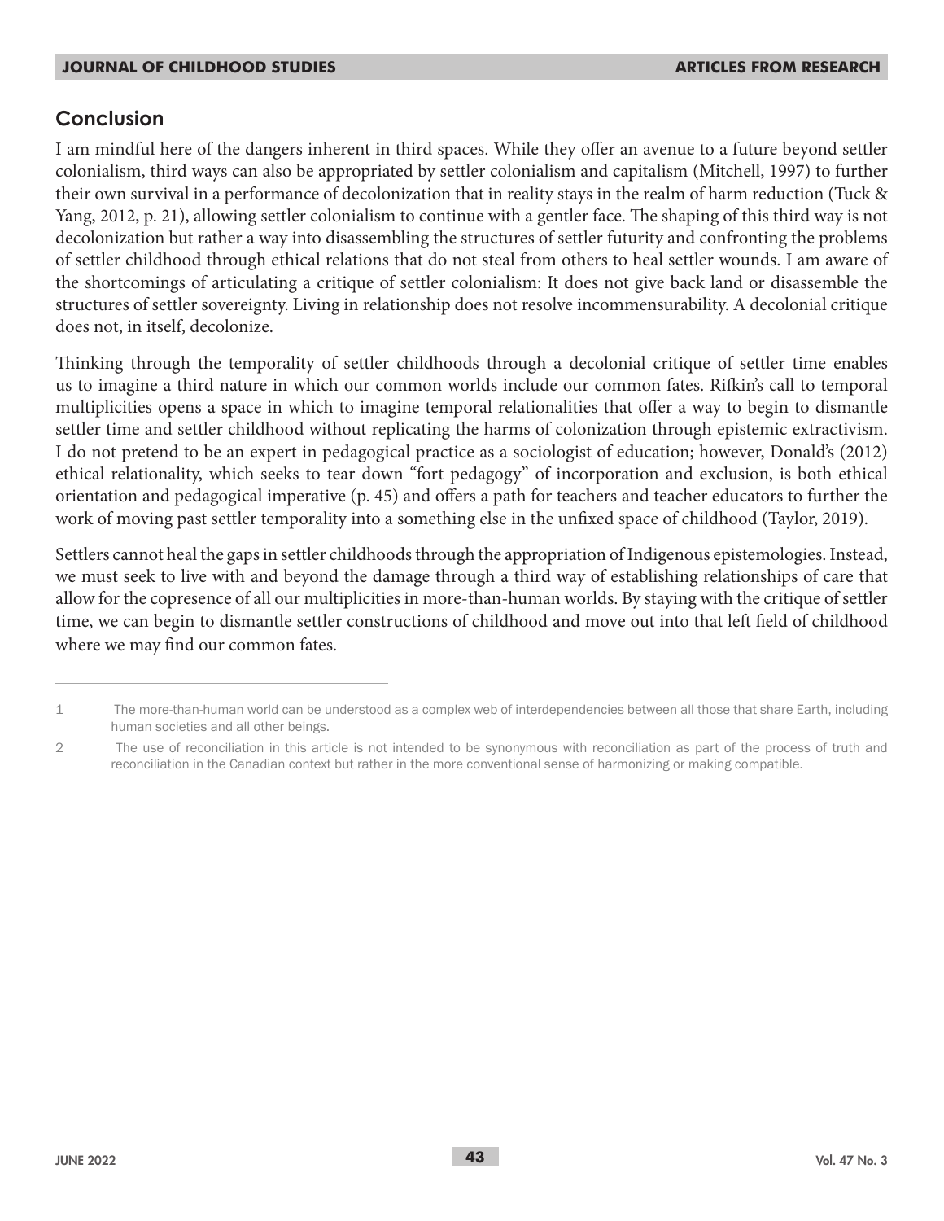## Conclusion

I am mindful here of the dangers inherent in third spaces. While they offer an avenue to a future beyond settler colonialism, third ways can also be appropriated by settler colonialism and capitalism (Mitchell, 1997) to further their own survival in a performance of decolonization that in reality stays in the realm of harm reduction (Tuck & Yang, 2012, p. 21), allowing settler colonialism to continue with a gentler face. The shaping of this third way is not decolonization but rather a way into disassembling the structures of settler futurity and confronting the problems of settler childhood through ethical relations that do not steal from others to heal settler wounds. I am aware of the shortcomings of articulating a critique of settler colonialism: It does not give back land or disassemble the structures of settler sovereignty. Living in relationship does not resolve incommensurability. A decolonial critique does not, in itself, decolonize.

Thinking through the temporality of settler childhoods through a decolonial critique of settler time enables us to imagine a third nature in which our common worlds include our common fates. Rifkin's call to temporal multiplicities opens a space in which to imagine temporal relationalities that offer a way to begin to dismantle settler time and settler childhood without replicating the harms of colonization through epistemic extractivism. I do not pretend to be an expert in pedagogical practice as a sociologist of education; however, Donald's (2012) ethical relationality, which seeks to tear down "fort pedagogy" of incorporation and exclusion, is both ethical orientation and pedagogical imperative (p. 45) and offers a path for teachers and teacher educators to further the work of moving past settler temporality into a something else in the unfixed space of childhood (Taylor, 2019).

Settlers cannot heal the gaps in settler childhoods through the appropriation of Indigenous epistemologies. Instead, we must seek to live with and beyond the damage through a third way of establishing relationships of care that allow for the copresence of all our multiplicities in more-than-human worlds. By staying with the critique of settler time, we can begin to dismantle settler constructions of childhood and move out into that left field of childhood where we may find our common fates.

---

1 The more-than-human world can be understood as a complex web of interdependencies between all those that share Earth, including human societies and all other beings.

2 The use of reconciliation in this article is not intended to be synonymous with reconciliation as part of the process of truth and reconciliation in the Canadian context but rather in the more conventional sense of harmonizing or making compatible.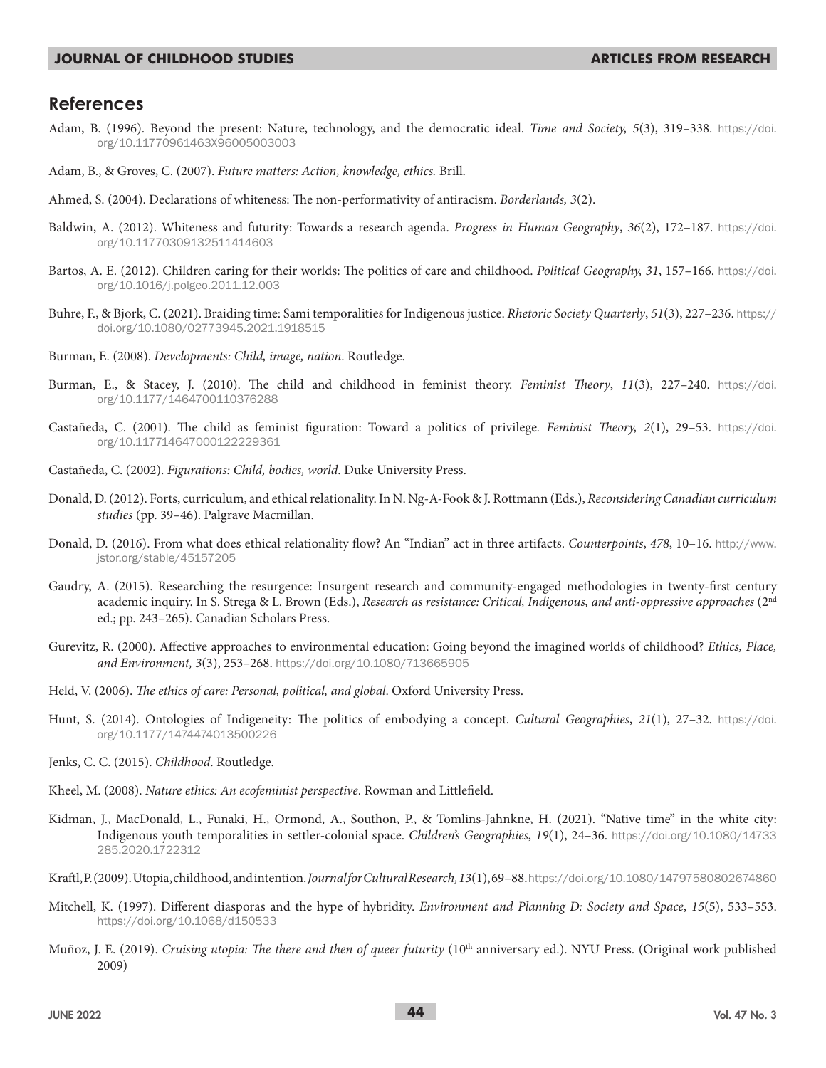## References

Adam, B. (1996). Beyond the present: Nature, technology, and the democratic ideal. *Time and Society, 5*(3), 319–338. https://doi.org/10.11770961463X96005003003

Adam, B., & Groves, C. (2007). *Future matters: Action, knowledge, ethics.* Brill.

Ahmed, S. (2004). Declarations of whiteness: The non-performativity of antiracism. *Borderlands, 3*(2).

Baldwin, A. (2012). Whiteness and futurity: Towards a research agenda. *Progress in Human Geography*, *36*(2), 172–187. https://doi.org/10.11770309132511414603

Bartos, A. E. (2012). Children caring for their worlds: The politics of care and childhood. *Political Geography, 31*, 157–166. https://doi.org/10.1016/j.polgeo.2011.12.003

Buhre, F., & Bjork, C. (2021). Braiding time: Sami temporalities for Indigenous justice. *Rhetoric Society Quarterly*, *51*(3), 227–236. https://doi.org/10.1080/02773945.2021.1918515

Burman, E. (2008). *Developments: Child, image, nation*. Routledge.

Burman, E., & Stacey, J. (2010). The child and childhood in feminist theory. *Feminist Theory*, *11*(3), 227–240. https://doi.org/10.1177/1464700110376288

Castañeda, C. (2001). The child as feminist figuration: Toward a politics of privilege. *Feminist Theory, 2*(1), 29–53. https://doi.org/10.117714647000122229361

Castañeda, C. (2002). *Figurations: Child, bodies, world.* Duke University Press.

Donald, D. (2012). Forts, curriculum, and ethical relationality. In N. Ng-A-Fook & J. Rottmann (Eds.), *Reconsidering Canadian curriculum studies* (pp. 39–46). Palgrave Macmillan.

Donald, D. (2016). From what does ethical relationality flow? An "Indian" act in three artifacts. *Counterpoints*, *478*, 10–16. http://www.jstor.org/stable/45157205

Gaudry, A. (2015). Researching the resurgence: Insurgent research and community-engaged methodologies in twenty-first century academic inquiry. In S. Strega & L. Brown (Eds.), *Research as resistance: Critical, Indigenous, and anti-oppressive approaches* (2nd ed.; pp. 243–265). Canadian Scholars Press.

Gurevitz, R. (2000). Affective approaches to environmental education: Going beyond the imagined worlds of childhood? *Ethics, Place, and Environment, 3*(3), 253–268. https://doi.org/10.1080/713665905

Held, V. (2006). *The ethics of care: Personal, political, and global*. Oxford University Press.

Hunt, S. (2014). Ontologies of Indigeneity: The politics of embodying a concept. *Cultural Geographies*, *21*(1), 27–32. https://doi.org/10.1177/1474474013500226

Jenks, C. C. (2015). *Childhood*. Routledge.

Kheel, M. (2008). *Nature ethics: An ecofeminist perspective*. Rowman and Littlefield.

Kidman, J., MacDonald, L., Funaki, H., Ormond, A., Southon, P., & Tomlins-Jahnkne, H. (2021). "Native time" in the white city: Indigenous youth temporalities in settler-colonial space. *Children's Geographies*, *19*(1), 24–36. https://doi.org/10.1080/14733285.2020.1722312

Kraftl, P. (2009). Utopia, childhood, and intention. *Journal for Cultural Research, 13*(1), 69–88. https://doi.org/10.1080/14797580802674860

Mitchell, K. (1997). Different diasporas and the hype of hybridity. *Environment and Planning D: Society and Space*, *15*(5), 533–553. https://doi.org/10.1068/d150533

Muñoz, J. E. (2019). *Cruising utopia: The there and then of queer futurity* (10th anniversary ed.). NYU Press. (Original work published 2009)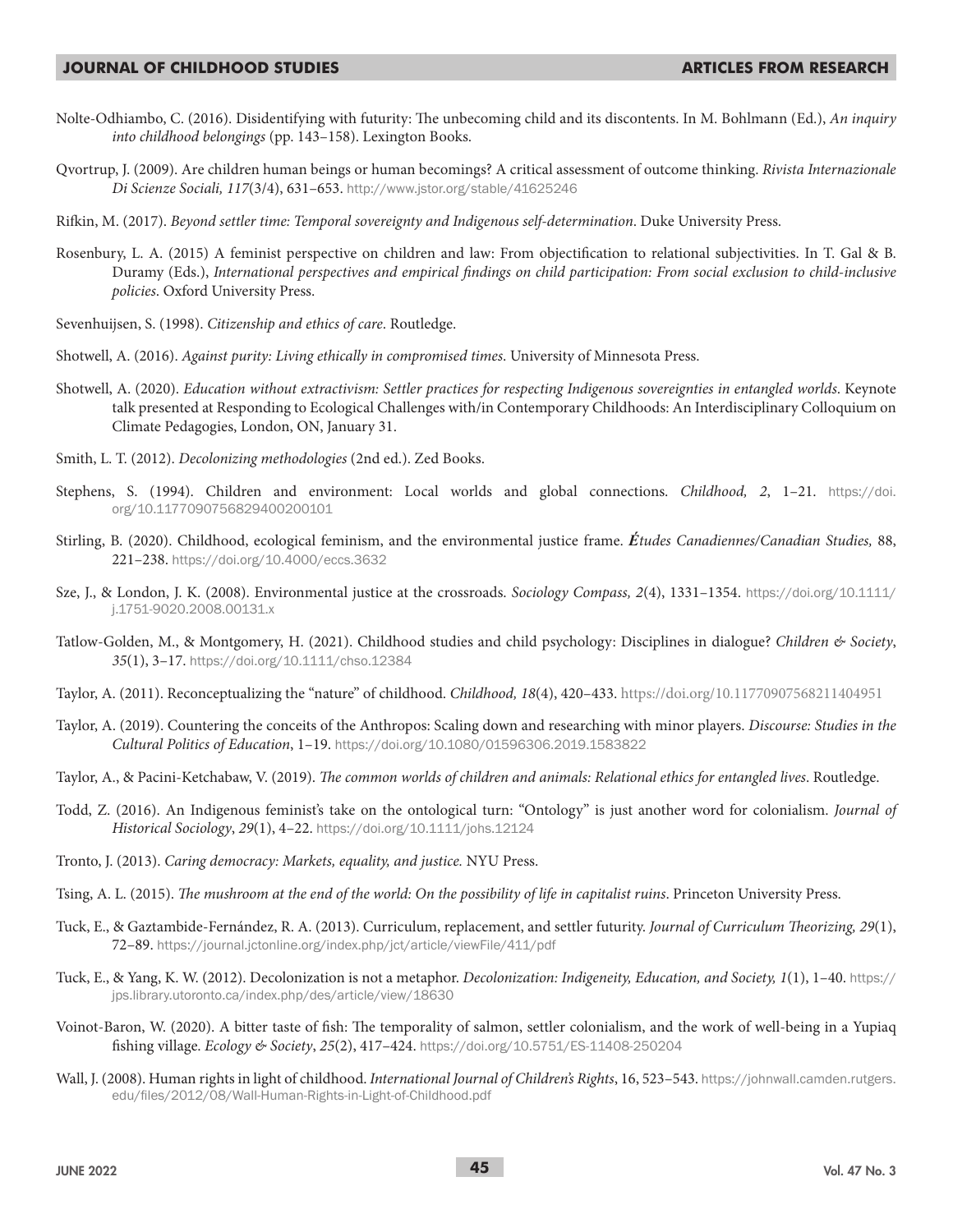Nolte-Odhiambo, C. (2016). Disidentifying with futurity: The unbecoming child and its discontents. In M. Bohlmann (Ed.), *An inquiry into childhood belongings* (pp. 143–158). Lexington Books.

Qvortrup, J. (2009). Are children human beings or human becomings? A critical assessment of outcome thinking. *Rivista Internazionale Di Scienze Sociali, 117*(3/4), 631–653. http://www.jstor.org/stable/41625246

Rifkin, M. (2017). *Beyond settler time: Temporal sovereignty and Indigenous self-determination*. Duke University Press.

Rosenbury, L. A. (2015) A feminist perspective on children and law: From objectification to relational subjectivities. In T. Gal & B. Duramy (Eds.), *International perspectives and empirical findings on child participation: From social exclusion to child-inclusive policies*. Oxford University Press.

Sevenhuijsen, S. (1998). *Citizenship and ethics of care*. Routledge.

Shotwell, A. (2016). *Against purity: Living ethically in compromised times*. University of Minnesota Press.

Shotwell, A. (2020). *Education without extractivism: Settler practices for respecting Indigenous sovereignties in entangled worlds*. Keynote talk presented at Responding to Ecological Challenges with/in Contemporary Childhoods: An Interdisciplinary Colloquium on Climate Pedagogies, London, ON, January 31.

Smith, L. T. (2012). *Decolonizing methodologies* (2nd ed.). Zed Books.

Stephens, S. (1994). Children and environment: Local worlds and global connections. *Childhood, 2*, 1–21. https://doi.org/10.1177090756829400200101

Stirling, B. (2020). Childhood, ecological feminism, and the environmental justice frame. ***É**tudes Canadiennes/Canadian Studies,* 88, 221–238. https://doi.org/10.4000/eccs.3632

Sze, J., & London, J. K. (2008). Environmental justice at the crossroads. *Sociology Compass, 2*(4), 1331–1354. https://doi.org/10.1111/j.1751-9020.2008.00131.x

Tatlow-Golden, M., & Montgomery, H. (2021). Childhood studies and child psychology: Disciplines in dialogue? *Children & Society*, *35*(1), 3–17. https://doi.org/10.1111/chso.12384

Taylor, A. (2011). Reconceptualizing the "nature" of childhood. *Childhood, 18*(4), 420–433. https://doi.org/10.11770907568211404951

Taylor, A. (2019). Countering the conceits of the Anthropos: Scaling down and researching with minor players. *Discourse: Studies in the Cultural Politics of Education*, 1–19. https://doi.org/10.1080/01596306.2019.1583822

Taylor, A., & Pacini-Ketchabaw, V. (2019). *The common worlds of children and animals: Relational ethics for entangled lives*. Routledge.

Todd, Z. (2016). An Indigenous feminist's take on the ontological turn: "Ontology" is just another word for colonialism. *Journal of Historical Sociology*, *29*(1), 4–22. https://doi.org/10.1111/johs.12124

Tronto, J. (2013). *Caring democracy: Markets, equality, and justice.* NYU Press.

Tsing, A. L. (2015). *The mushroom at the end of the world: On the possibility of life in capitalist ruins*. Princeton University Press.

Tuck, E., & Gaztambide-Fernández, R. A. (2013). Curriculum, replacement, and settler futurity. *Journal of Curriculum Theorizing, 29*(1), 72–89. https://journal.jctonline.org/index.php/jct/article/viewFile/411/pdf

Tuck, E., & Yang, K. W. (2012). Decolonization is not a metaphor. *Decolonization: Indigeneity, Education, and Society, 1*(1), 1–40. https://jps.library.utoronto.ca/index.php/des/article/view/18630

Voinot-Baron, W. (2020). A bitter taste of fish: The temporality of salmon, settler colonialism, and the work of well-being in a Yupiaq fishing village. *Ecology & Society*, *25*(2), 417–424. https://doi.org/10.5751/ES-11408-250204

Wall, J. (2008). Human rights in light of childhood. *International Journal of Children's Rights*, 16, 523–543. https://johnwall.camden.rutgers.edu/files/2012/08/Wall-Human-Rights-in-Light-of-Childhood.pdf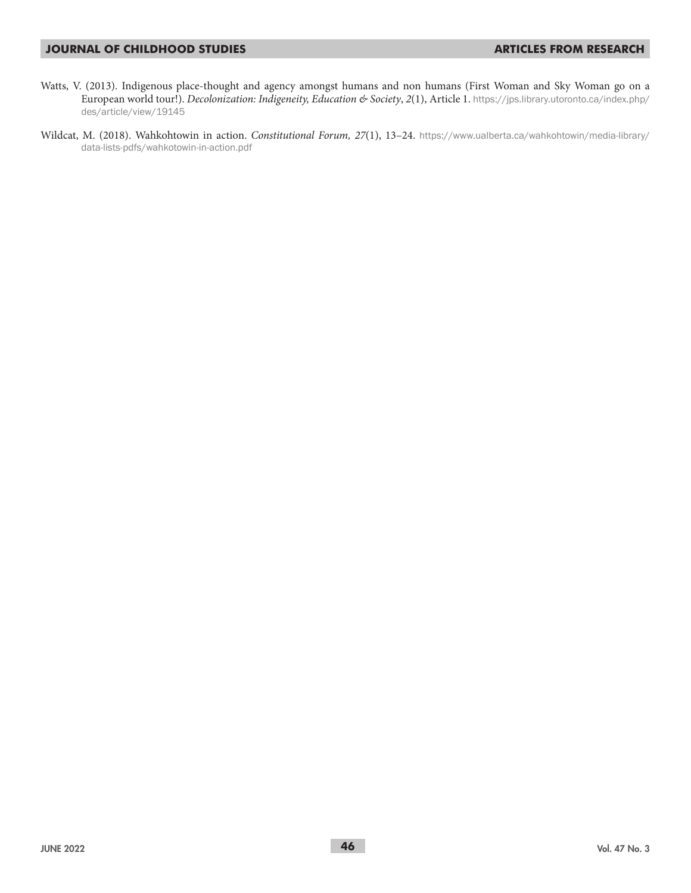Watts, V. (2013). Indigenous place-thought and agency amongst humans and non humans (First Woman and Sky Woman go on a European world tour!). *Decolonization: Indigeneity, Education & Society*, *2*(1), Article 1. https://jps.library.utoronto.ca/index.php/des/article/view/19145

Wildcat, M. (2018). Wahkohtowin in action. *Constitutional Forum, 27*(1), 13–24. https://www.ualberta.ca/wahkohtowin/media-library/data-lists-pdfs/wahkotowin-in-action.pdf